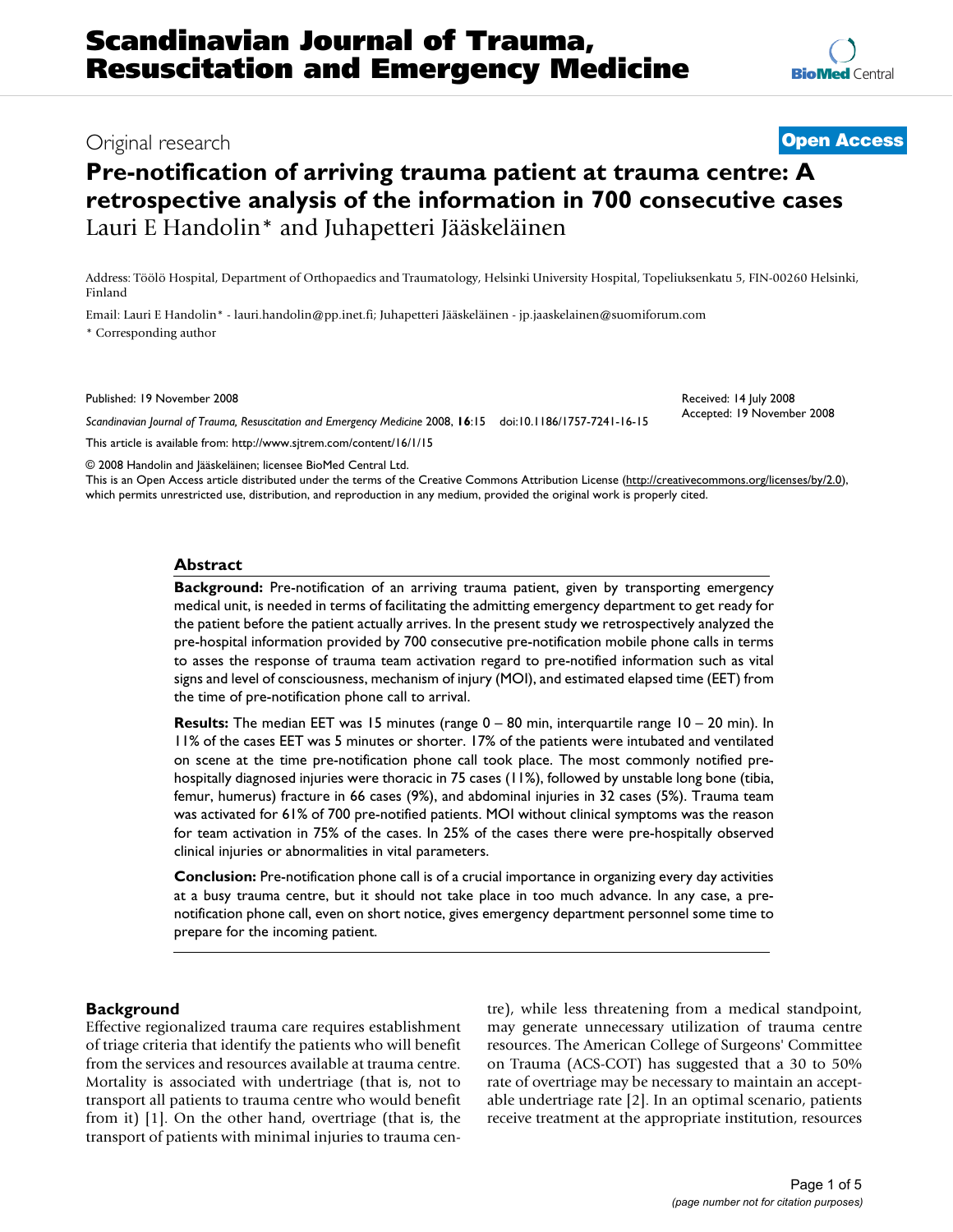# Scandinavian Journal of Trauma, Resuscitation and Emergency Medicine

Original research

**Open Access**

# Pre-notification of arriving trauma patient at trauma centre: A retrospective analysis of the information in 700 consecutive cases

Lauri E Handolin* and Juhapetteri Jääskeläinen

Address: Töölö Hospital, Department of Orthopaedics and Traumatology, Helsinki University Hospital, Topeliuksenkatu 5, FIN-00260 Helsinki, Finland

Email: Lauri E Handolin* - lauri.handolin@pp.inet.fi; Juhapetteri Jääskeläinen - jp.jaaskelainen@suomiforum.com

\* Corresponding author

Published: 19 November 2008

Received: 14 July 2008
Accepted: 19 November 2008

*Scandinavian Journal of Trauma, Resuscitation and Emergency Medicine* 2008, **16**:15 doi:10.1186/1757-7241-16-15

This article is available from: http://www.sjtrem.com/content/16/1/15

© 2008 Handolin and Jääskeläinen; licensee BioMed Central Ltd.
This is an Open Access article distributed under the terms of the Creative Commons Attribution License (http://creativecommons.org/licenses/by/2.0), which permits unrestricted use, distribution, and reproduction in any medium, provided the original work is properly cited.

## Abstract

**Background:** Pre-notification of an arriving trauma patient, given by transporting emergency medical unit, is needed in terms of facilitating the admitting emergency department to get ready for the patient before the patient actually arrives. In the present study we retrospectively analyzed the pre-hospital information provided by 700 consecutive pre-notification mobile phone calls in terms to asses the response of trauma team activation regard to pre-notified information such as vital signs and level of consciousness, mechanism of injury (MOI), and estimated elapsed time (EET) from the time of pre-notification phone call to arrival.

**Results:** The median EET was 15 minutes (range 0 – 80 min, interquartile range 10 – 20 min). In 11% of the cases EET was 5 minutes or shorter. 17% of the patients were intubated and ventilated on scene at the time pre-notification phone call took place. The most commonly notified pre-hospitally diagnosed injuries were thoracic in 75 cases (11%), followed by unstable long bone (tibia, femur, humerus) fracture in 66 cases (9%), and abdominal injuries in 32 cases (5%). Trauma team was activated for 61% of 700 pre-notified patients. MOI without clinical symptoms was the reason for team activation in 75% of the cases. In 25% of the cases there were pre-hospitally observed clinical injuries or abnormalities in vital parameters.

**Conclusion:** Pre-notification phone call is of a crucial importance in organizing every day activities at a busy trauma centre, but it should not take place in too much advance. In any case, a pre-notification phone call, even on short notice, gives emergency department personnel some time to prepare for the incoming patient.

## Background

Effective regionalized trauma care requires establishment of triage criteria that identify the patients who will benefit from the services and resources available at trauma centre. Mortality is associated with undertriage (that is, not to transport all patients to trauma centre who would benefit from it) [1]. On the other hand, overtriage (that is, the transport of patients with minimal injuries to trauma centre), while less threatening from a medical standpoint, may generate unnecessary utilization of trauma centre resources. The American College of Surgeons' Committee on Trauma (ACS-COT) has suggested that a 30 to 50% rate of overtriage may be necessary to maintain an acceptable undertriage rate [2]. In an optimal scenario, patients receive treatment at the appropriate institution, resources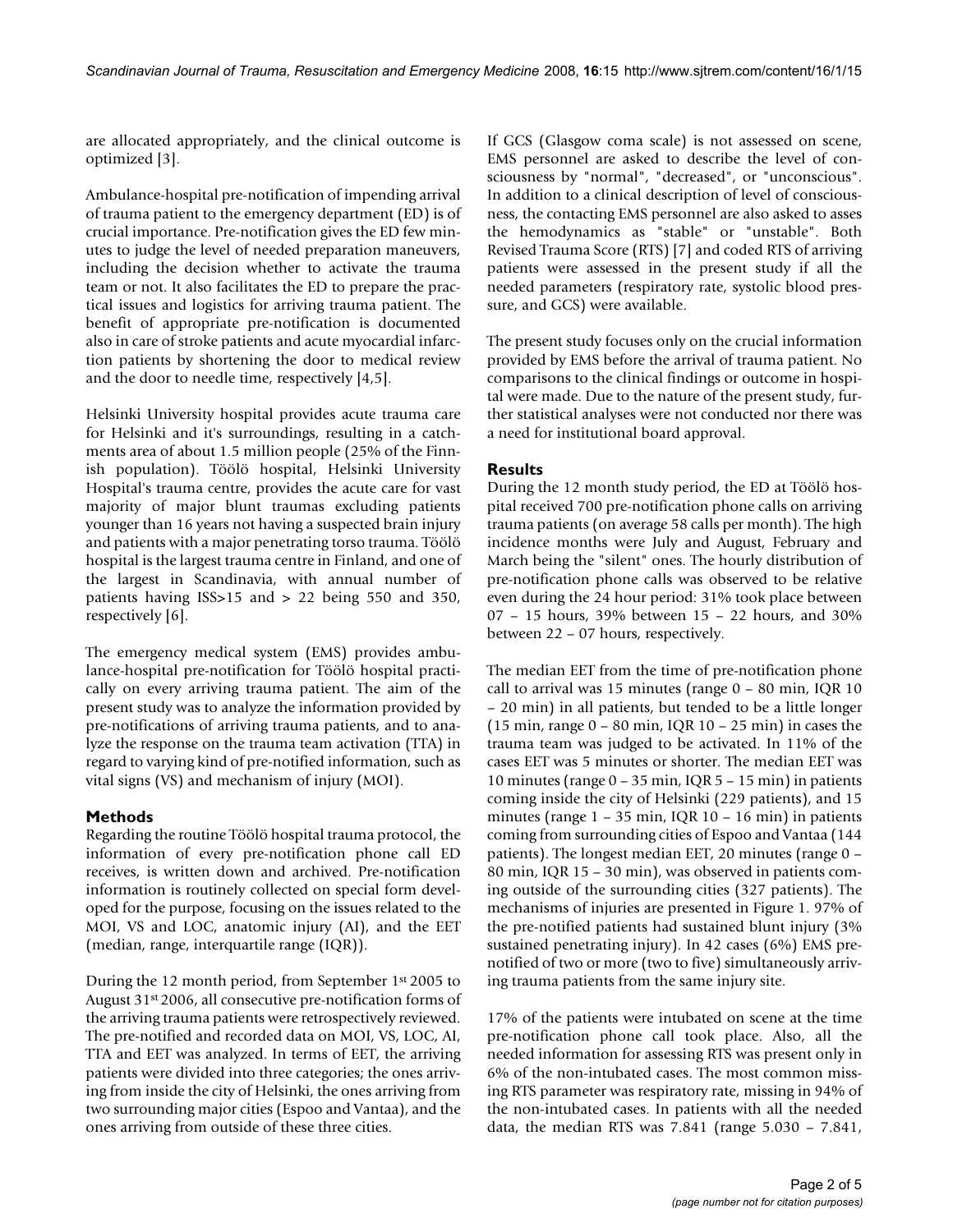are allocated appropriately, and the clinical outcome is optimized [3].

Ambulance-hospital pre-notification of impending arrival of trauma patient to the emergency department (ED) is of crucial importance. Pre-notification gives the ED few minutes to judge the level of needed preparation maneuvers, including the decision whether to activate the trauma team or not. It also facilitates the ED to prepare the practical issues and logistics for arriving trauma patient. The benefit of appropriate pre-notification is documented also in care of stroke patients and acute myocardial infarction patients by shortening the door to medical review and the door to needle time, respectively [4,5].

Helsinki University hospital provides acute trauma care for Helsinki and it's surroundings, resulting in a catchments area of about 1.5 million people (25% of the Finnish population). Töölö hospital, Helsinki University Hospital's trauma centre, provides the acute care for vast majority of major blunt traumas excluding patients younger than 16 years not having a suspected brain injury and patients with a major penetrating torso trauma. Töölö hospital is the largest trauma centre in Finland, and one of the largest in Scandinavia, with annual number of patients having ISS>15 and > 22 being 550 and 350, respectively [6].

The emergency medical system (EMS) provides ambulance-hospital pre-notification for Töölö hospital practically on every arriving trauma patient. The aim of the present study was to analyze the information provided by pre-notifications of arriving trauma patients, and to analyze the response on the trauma team activation (TTA) in regard to varying kind of pre-notified information, such as vital signs (VS) and mechanism of injury (MOI).

## Methods

Regarding the routine Töölö hospital trauma protocol, the information of every pre-notification phone call ED receives, is written down and archived. Pre-notification information is routinely collected on special form developed for the purpose, focusing on the issues related to the MOI, VS and LOC, anatomic injury (AI), and the EET (median, range, interquartile range (IQR)).

During the 12 month period, from September 1st 2005 to August 31st 2006, all consecutive pre-notification forms of the arriving trauma patients were retrospectively reviewed. The pre-notified and recorded data on MOI, VS, LOC, AI, TTA and EET was analyzed. In terms of EET, the arriving patients were divided into three categories; the ones arriving from inside the city of Helsinki, the ones arriving from two surrounding major cities (Espoo and Vantaa), and the ones arriving from outside of these three cities.

If GCS (Glasgow coma scale) is not assessed on scene, EMS personnel are asked to describe the level of consciousness by "normal", "decreased", or "unconscious". In addition to a clinical description of level of consciousness, the contacting EMS personnel are also asked to asses the hemodynamics as "stable" or "unstable". Both Revised Trauma Score (RTS) [7] and coded RTS of arriving patients were assessed in the present study if all the needed parameters (respiratory rate, systolic blood pressure, and GCS) were available.

The present study focuses only on the crucial information provided by EMS before the arrival of trauma patient. No comparisons to the clinical findings or outcome in hospital were made. Due to the nature of the present study, further statistical analyses were not conducted nor there was a need for institutional board approval.

## Results

During the 12 month study period, the ED at Töölö hospital received 700 pre-notification phone calls on arriving trauma patients (on average 58 calls per month). The high incidence months were July and August, February and March being the "silent" ones. The hourly distribution of pre-notification phone calls was observed to be relative even during the 24 hour period: 31% took place between 07 – 15 hours, 39% between 15 – 22 hours, and 30% between 22 – 07 hours, respectively.

The median EET from the time of pre-notification phone call to arrival was 15 minutes (range 0 – 80 min, IQR 10 – 20 min) in all patients, but tended to be a little longer (15 min, range 0 – 80 min, IQR 10 – 25 min) in cases the trauma team was judged to be activated. In 11% of the cases EET was 5 minutes or shorter. The median EET was 10 minutes (range 0 – 35 min, IQR 5 – 15 min) in patients coming inside the city of Helsinki (229 patients), and 15 minutes (range 1 – 35 min, IQR 10 – 16 min) in patients coming from surrounding cities of Espoo and Vantaa (144 patients). The longest median EET, 20 minutes (range 0 – 80 min, IQR 15 – 30 min), was observed in patients coming outside of the surrounding cities (327 patients). The mechanisms of injuries are presented in Figure 1. 97% of the pre-notified patients had sustained blunt injury (3% sustained penetrating injury). In 42 cases (6%) EMS pre-notified of two or more (two to five) simultaneously arriving trauma patients from the same injury site.

17% of the patients were intubated on scene at the time pre-notification phone call took place. Also, all the needed information for assessing RTS was present only in 6% of the non-intubated cases. The most common missing RTS parameter was respiratory rate, missing in 94% of the non-intubated cases. In patients with all the needed data, the median RTS was 7.841 (range 5.030 – 7.841,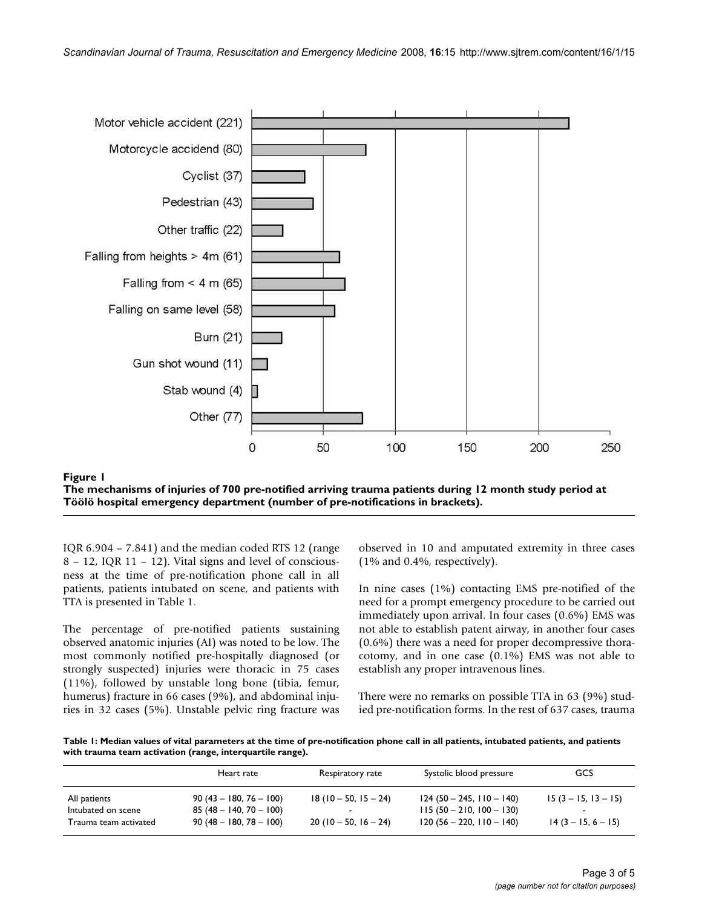**Figure 1**
**The mechanisms of injuries of 700 pre-notified arriving trauma patients during 12 month study period at Töölö hospital emergency department (number of pre-notifications in brackets).**

IQR 6.904 – 7.841) and the median coded RTS 12 (range 8 – 12, IQR 11 – 12). Vital signs and level of consciousness at the time of pre-notification phone call in all patients, patients intubated on scene, and patients with TTA is presented in Table 1.

The percentage of pre-notified patients sustaining observed anatomic injuries (AI) was noted to be low. The most commonly notified pre-hospitally diagnosed (or strongly suspected) injuries were thoracic in 75 cases (11%), followed by unstable long bone (tibia, femur, humerus) fracture in 66 cases (9%), and abdominal injuries in 32 cases (5%). Unstable pelvic ring fracture was observed in 10 and amputated extremity in three cases (1% and 0.4%, respectively).

In nine cases (1%) contacting EMS pre-notified of the need for a prompt emergency procedure to be carried out immediately upon arrival. In four cases (0.6%) EMS was not able to establish patent airway, in another four cases (0.6%) there was a need for proper decompressive thoracotomy, and in one case (0.1%) EMS was not able to establish any proper intravenous lines.

There were no remarks on possible TTA in 63 (9%) studied pre-notification forms. In the rest of 637 cases, trauma

**Table 1: Median values of vital parameters at the time of pre-notification phone call in all patients, intubated patients, and patients with trauma team activation (range, interquartile range).**

| | Heart rate | Respiratory rate | Systolic blood pressure | GCS |
|---|---|---|---|---|
| All patients | 90 (43 – 180, 76 – 100) | 18 (10 – 50, 15 – 24) | 124 (50 – 245, 110 – 140) | 15 (3 – 15, 13 – 15) |
| Intubated on scene | 85 (48 – 140, 70 – 100) | - | 115 (50 – 210, 100 – 130) | - |
| Trauma team activated | 90 (48 – 180, 78 – 100) | 20 (10 – 50, 16 – 24) | 120 (56 – 220, 110 – 140) | 14 (3 – 15, 6 – 15) |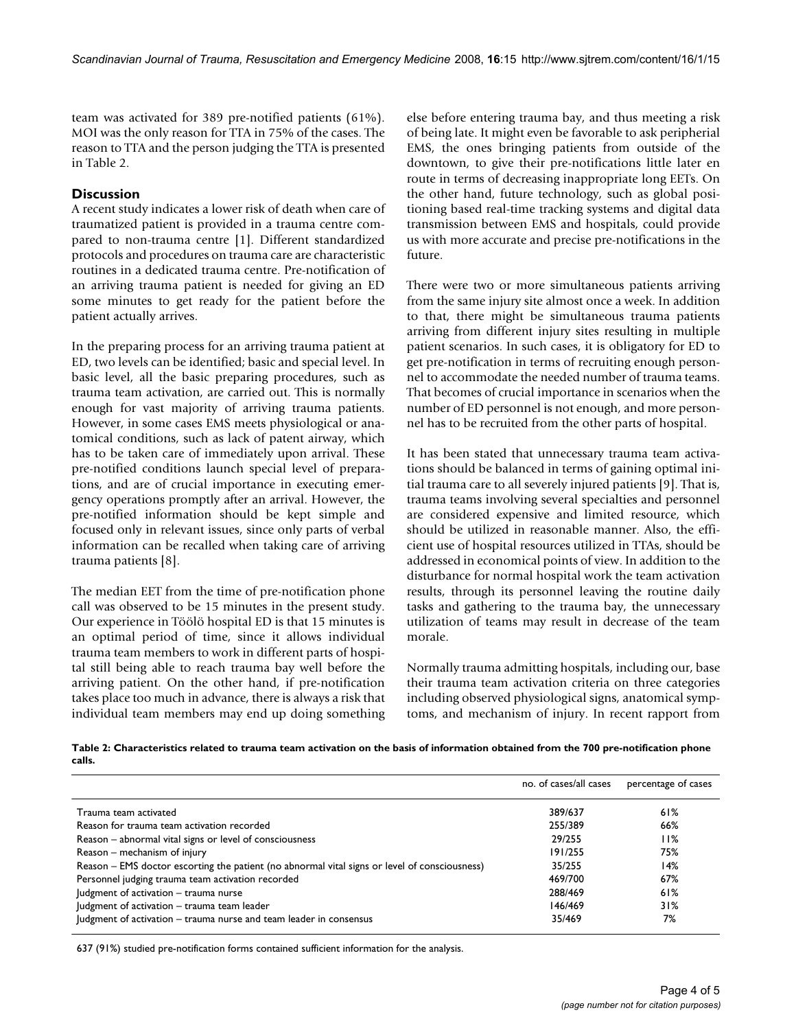team was activated for 389 pre-notified patients (61%). MOI was the only reason for TTA in 75% of the cases. The reason to TTA and the person judging the TTA is presented in Table 2.

## Discussion

A recent study indicates a lower risk of death when care of traumatized patient is provided in a trauma centre compared to non-trauma centre [1]. Different standardized protocols and procedures on trauma care are characteristic routines in a dedicated trauma centre. Pre-notification of an arriving trauma patient is needed for giving an ED some minutes to get ready for the patient before the patient actually arrives.

In the preparing process for an arriving trauma patient at ED, two levels can be identified; basic and special level. In basic level, all the basic preparing procedures, such as trauma team activation, are carried out. This is normally enough for vast majority of arriving trauma patients. However, in some cases EMS meets physiological or anatomical conditions, such as lack of patent airway, which has to be taken care of immediately upon arrival. These pre-notified conditions launch special level of preparations, and are of crucial importance in executing emergency operations promptly after an arrival. However, the pre-notified information should be kept simple and focused only in relevant issues, since only parts of verbal information can be recalled when taking care of arriving trauma patients [8].

The median EET from the time of pre-notification phone call was observed to be 15 minutes in the present study. Our experience in Töölö hospital ED is that 15 minutes is an optimal period of time, since it allows individual trauma team members to work in different parts of hospital still being able to reach trauma bay well before the arriving patient. On the other hand, if pre-notification takes place too much in advance, there is always a risk that individual team members may end up doing something else before entering trauma bay, and thus meeting a risk of being late. It might even be favorable to ask peripherial EMS, the ones bringing patients from outside of the downtown, to give their pre-notifications little later en route in terms of decreasing inappropriate long EETs. On the other hand, future technology, such as global positioning based real-time tracking systems and digital data transmission between EMS and hospitals, could provide us with more accurate and precise pre-notifications in the future.

There were two or more simultaneous patients arriving from the same injury site almost once a week. In addition to that, there might be simultaneous trauma patients arriving from different injury sites resulting in multiple patient scenarios. In such cases, it is obligatory for ED to get pre-notification in terms of recruiting enough personnel to accommodate the needed number of trauma teams. That becomes of crucial importance in scenarios when the number of ED personnel is not enough, and more personnel has to be recruited from the other parts of hospital.

It has been stated that unnecessary trauma team activations should be balanced in terms of gaining optimal initial trauma care to all severely injured patients [9]. That is, trauma teams involving several specialties and personnel are considered expensive and limited resource, which should be utilized in reasonable manner. Also, the efficient use of hospital resources utilized in TTAs, should be addressed in economical points of view. In addition to the disturbance for normal hospital work the team activation results, through its personnel leaving the routine daily tasks and gathering to the trauma bay, the unnecessary utilization of teams may result in decrease of the team morale.

Normally trauma admitting hospitals, including our, base their trauma team activation criteria on three categories including observed physiological signs, anatomical symptoms, and mechanism of injury. In recent rapport from

**Table 2: Characteristics related to trauma team activation on the basis of information obtained from the 700 pre-notification phone calls.**

| | no. of cases/all cases | percentage of cases |
|---|---|---|
| Trauma team activated | 389/637 | 61% |
| Reason for trauma team activation recorded | 255/389 | 66% |
| Reason – abnormal vital signs or level of consciousness | 29/255 | 11% |
| Reason – mechanism of injury | 191/255 | 75% |
| Reason – EMS doctor escorting the patient (no abnormal vital signs or level of consciousness) | 35/255 | 14% |
| Personnel judging trauma team activation recorded | 469/700 | 67% |
| Judgment of activation – trauma nurse | 288/469 | 61% |
| Judgment of activation – trauma team leader | 146/469 | 31% |
| Judgment of activation – trauma nurse and team leader in consensus | 35/469 | 7% |

637 (91%) studied pre-notification forms contained sufficient information for the analysis.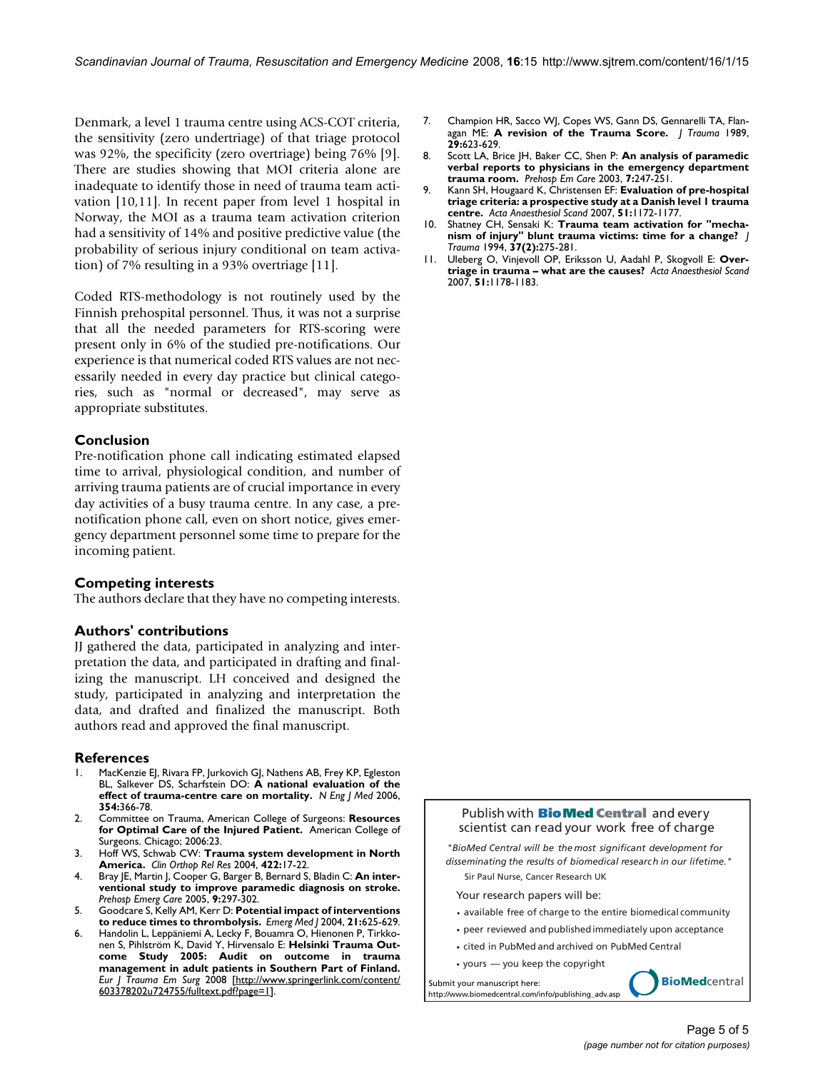Denmark, a level 1 trauma centre using ACS-COT criteria, the sensitivity (zero undertriage) of that triage protocol was 92%, the specificity (zero overtriage) being 76% [9]. There are studies showing that MOI criteria alone are inadequate to identify those in need of trauma team activation [10,11]. In recent paper from level 1 hospital in Norway, the MOI as a trauma team activation criterion had a sensitivity of 14% and positive predictive value (the probability of serious injury conditional on team activation) of 7% resulting in a 93% overtriage [11].

Coded RTS-methodology is not routinely used by the Finnish prehospital personnel. Thus, it was not a surprise that all the needed parameters for RTS-scoring were present only in 6% of the studied pre-notifications. Our experience is that numerical coded RTS values are not necessarily needed in every day practice but clinical categories, such as "normal or decreased", may serve as appropriate substitutes.

## Conclusion

Pre-notification phone call indicating estimated elapsed time to arrival, physiological condition, and number of arriving trauma patients are of crucial importance in every day activities of a busy trauma centre. In any case, a pre-notification phone call, even on short notice, gives emergency department personnel some time to prepare for the incoming patient.

## Competing interests

The authors declare that they have no competing interests.

## Authors' contributions

JJ gathered the data, participated in analyzing and interpretation the data, and participated in drafting and finalizing the manuscript. LH conceived and designed the study, participated in analyzing and interpretation the data, and drafted and finalized the manuscript. Both authors read and approved the final manuscript.

## References

1. MacKenzie EJ, Rivara FP, Jurkovich GJ, Nathens AB, Frey KP, Egleston BL, Salkever DS, Scharfstein DO: **A national evaluation of the effect of trauma-centre care on mortality.** *N Eng J Med* 2006, **354:**366-78.
2. Committee on Trauma, American College of Surgeons: **Resources for Optimal Care of the Injured Patient.** American College of Surgeons. Chicago; 2006:23.
3. Hoff WS, Schwab CW: **Trauma system development in North America.** *Clin Orthop Rel Res* 2004, **422:**17-22.
4. Bray JE, Martin J, Cooper G, Barger B, Bernard S, Bladin C: **An interventional study to improve paramedic diagnosis on stroke.** *Prehosp Emerg Care* 2005, **9:**297-302.
5. Goodcare S, Kelly AM, Kerr D: **Potential impact of interventions to reduce times to thrombolysis.** *Emerg Med J* 2004, **21:**625-629.
6. Handolin L, Leppäniemi A, Lecky F, Bouamra O, Hienonen P, Tirkkonen S, Pihlström K, David Y, Hirvensalo E: **Helsinki Trauma Outcome Study 2005: Audit on outcome in trauma management in adult patients in Southern Part of Finland.** *Eur J Trauma Em Surg* 2008 [http://www.springerlink.com/content/603378202u724755/fulltext.pdf?page=1].
7. Champion HR, Sacco WJ, Copes WS, Gann DS, Gennarelli TA, Flanagan ME: **A revision of the Trauma Score.** *J Trauma* 1989, **29:**623-629.
8. Scott LA, Brice JH, Baker CC, Shen P: **An analysis of paramedic verbal reports to physicians in the emergency department trauma room.** *Prehosp Em Care* 2003, **7:**247-251.
9. Kann SH, Hougaard K, Christensen EF: **Evaluation of pre-hospital triage criteria: a prospective study at a Danish level I trauma centre.** *Acta Anaesthesiol Scand* 2007, **51:**1172-1177.
10. Shatney CH, Sensaki K: **Trauma team activation for "mechanism of injury" blunt trauma victims: time for a change?** *J Trauma* 1994, **37(2):**275-281.
11. Uleberg O, Vinjevoll OP, Eriksson U, Aadahl P, Skogvoll E: **Overtriage in trauma – what are the causes?** *Acta Anaesthesiol Scand* 2007, **51:**1178-1183.

Publish with **BioMed Central** and every scientist can read your work free of charge

*"BioMed Central will be the most significant development for disseminating the results of biomedical research in our lifetime."*
Sir Paul Nurse, Cancer Research UK

Your research papers will be:

- available free of charge to the entire biomedical community
- peer reviewed and published immediately upon acceptance
- cited in PubMed and archived on PubMed Central
- yours — you keep the copyright

Submit your manuscript here:
http://www.biomedcentral.com/info/publishing_adv.asp

BioMedcentral